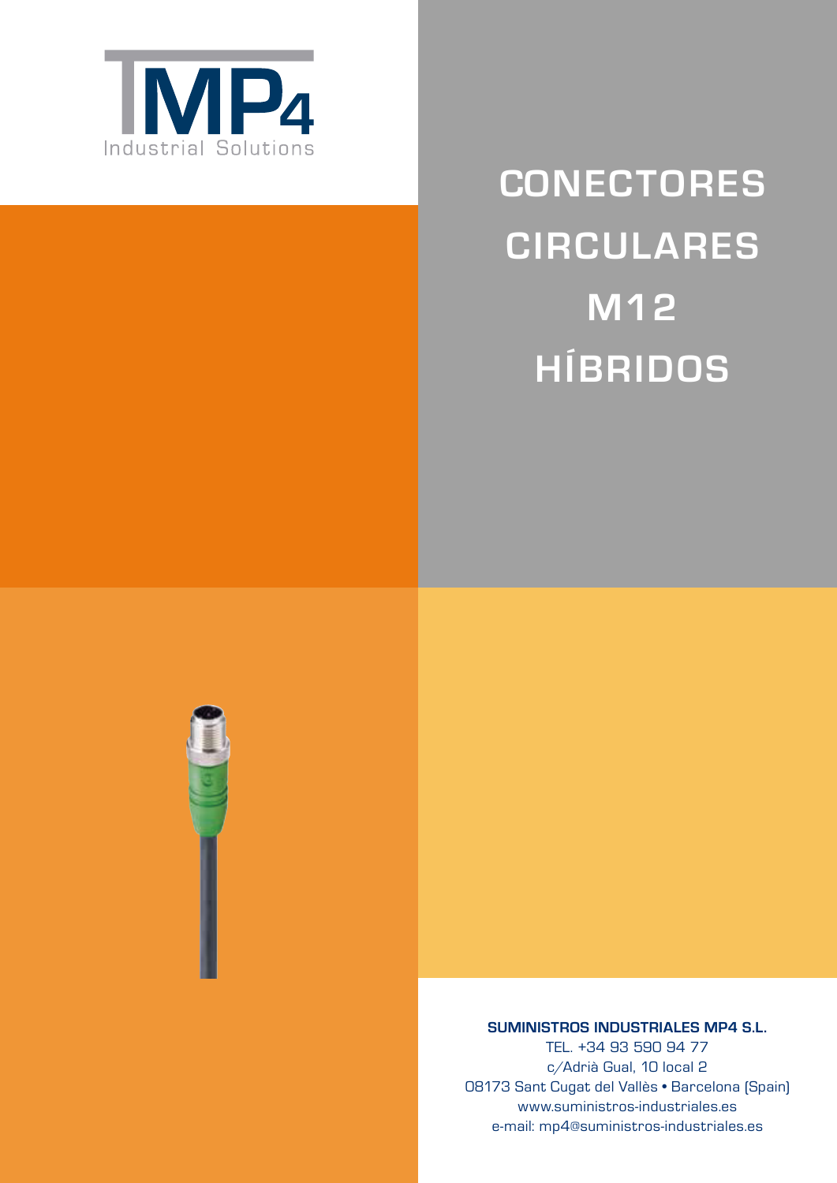TMP4 Industrial Solutions

# CONECTORES CIRCULARES M12 HÍBRIDOS

**SUMINISTROS INDUSTRIALES MP4 S.L.**
TEL. +34 93 590 94 77
c/Adrià Gual, 10 local 2
08173 Sant Cugat del Vallès • Barcelona (Spain)
www.suministros-industriales.es
e-mail: mp4@suministros-industriales.es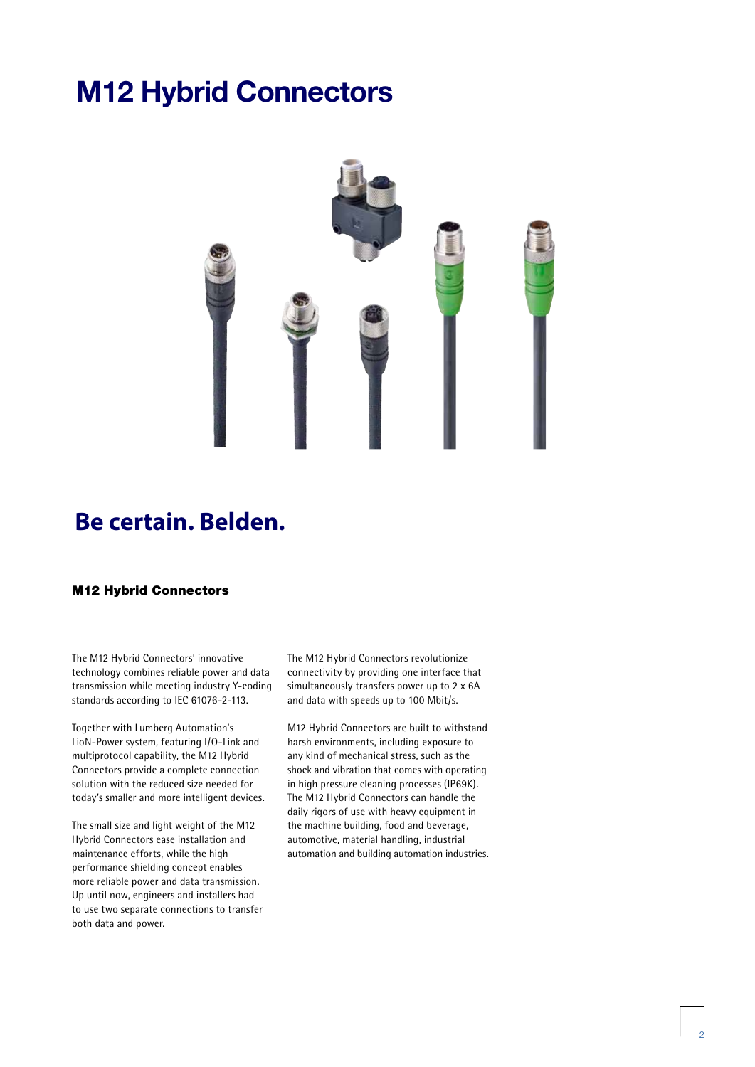# M12 Hybrid Connectors

## Be certain. Belden.

### M12 Hybrid Connectors

The M12 Hybrid Connectors' innovative technology combines reliable power and data transmission while meeting industry Y-coding standards according to IEC 61076-2-113.

Together with Lumberg Automation's LioN-Power system, featuring I/O-Link and multiprotocol capability, the M12 Hybrid Connectors provide a complete connection solution with the reduced size needed for today's smaller and more intelligent devices.

The small size and light weight of the M12 Hybrid Connectors ease installation and maintenance efforts, while the high performance shielding concept enables more reliable power and data transmission. Up until now, engineers and installers had to use two separate connections to transfer both data and power.

The M12 Hybrid Connectors revolutionize connectivity by providing one interface that simultaneously transfers power up to 2 x 6A and data with speeds up to 100 Mbit/s.

M12 Hybrid Connectors are built to withstand harsh environments, including exposure to any kind of mechanical stress, such as the shock and vibration that comes with operating in high pressure cleaning processes (IP69K). The M12 Hybrid Connectors can handle the daily rigors of use with heavy equipment in the machine building, food and beverage, automotive, material handling, industrial automation and building automation industries.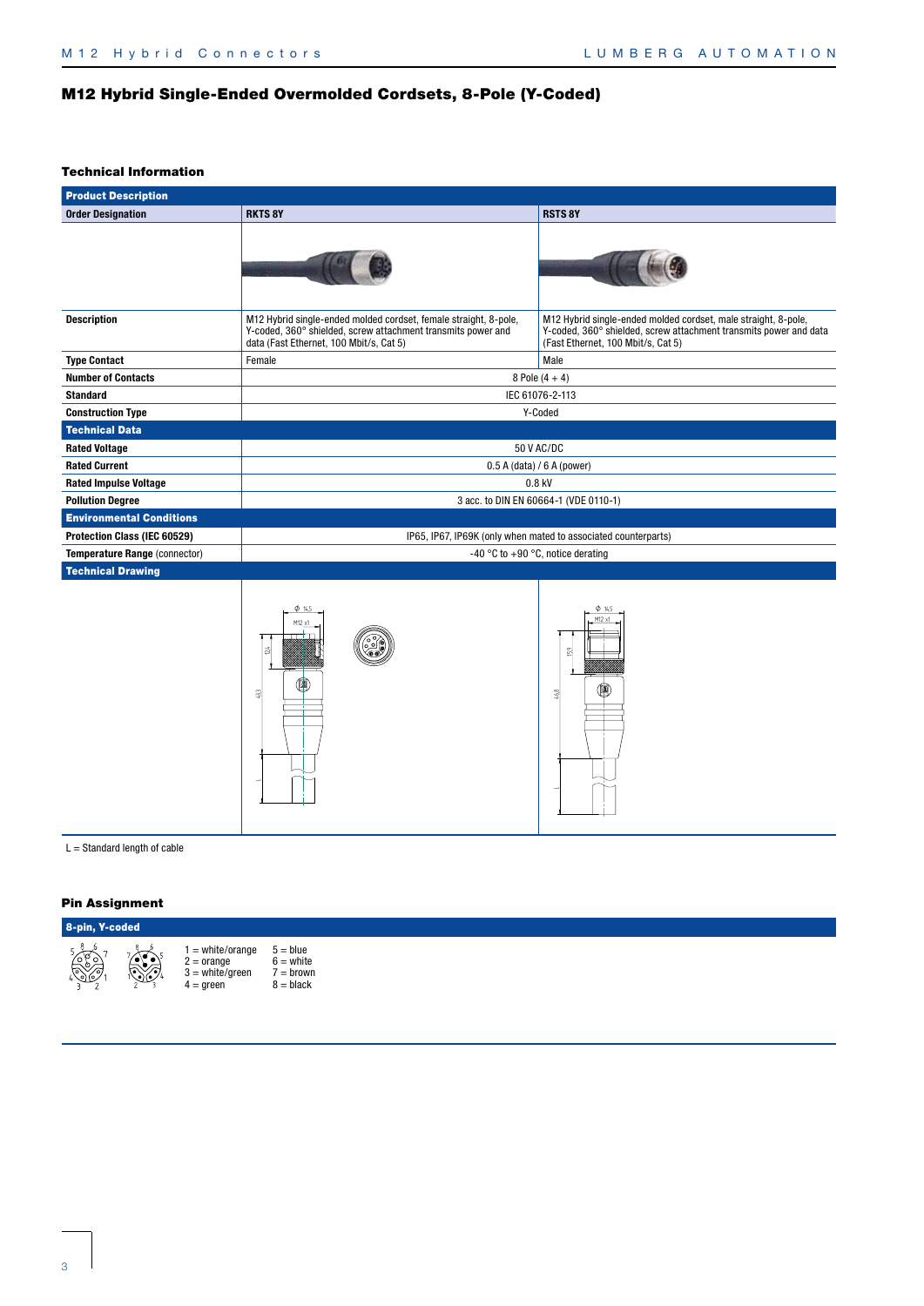# M12 Hybrid Single-Ended Overmolded Cordsets, 8-Pole (Y-Coded)

### Technical Information

| Product Description | | |
|---|---|---|
| **Order Designation** | **RKTS 8Y** | **RSTS 8Y** |
| **Description** | M12 Hybrid single-ended molded cordset, female straight, 8-pole, Y-coded, 360° shielded, screw attachment transmits power and data (Fast Ethernet, 100 Mbit/s, Cat 5) | M12 Hybrid single-ended molded cordset, male straight, 8-pole, Y-coded, 360° shielded, screw attachment transmits power and data (Fast Ethernet, 100 Mbit/s, Cat 5) |
| **Type Contact** | Female | Male |
| **Number of Contacts** | 8 Pole (4 + 4) | |
| **Standard** | IEC 61076-2-113 | |
| **Construction Type** | Y-Coded | |
| **Technical Data** | | |
| **Rated Voltage** | 50 V AC/DC | |
| **Rated Current** | 0.5 A (data) / 6 A (power) | |
| **Rated Impulse Voltage** | 0.8 kV | |
| **Pollution Degree** | 3 acc. to DIN EN 60664-1 (VDE 0110-1) | |
| **Environmental Conditions** | | |
| **Protection Class (IEC 60529)** | IP65, IP67, IP69K (only when mated to associated counterparts) | |
| **Temperature Range** (connector) | -40 °C to +90 °C, notice derating | |
| **Technical Drawing** | | |

L = Standard length of cable

### Pin Assignment

**8-pin, Y-coded**

| | |
|---|---|
| 1 = white/orange | 5 = blue |
| 2 = orange | 6 = white |
| 3 = white/green | 7 = brown |
| 4 = green | 8 = black |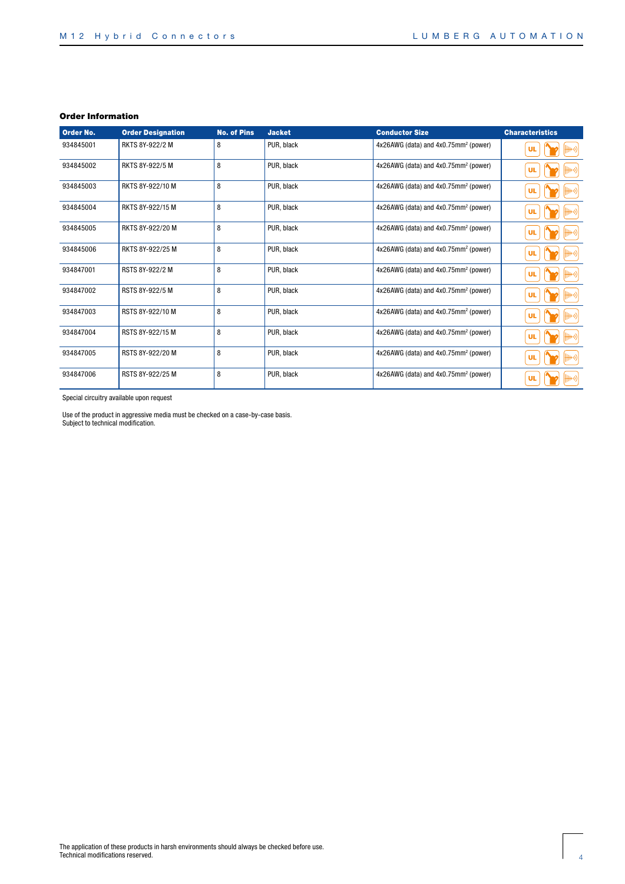### Order Information

| Order No. | Order Designation | No. of Pins | Jacket | Conductor Size | Characteristics |
|---|---|---|---|---|---|
| 934845001 | RKTS 8Y-922/2 M | 8 | PUR, black | 4x26AWG (data) and 4x0.75mm² (power) | |
| 934845002 | RKTS 8Y-922/5 M | 8 | PUR, black | 4x26AWG (data) and 4x0.75mm² (power) | |
| 934845003 | RKTS 8Y-922/10 M | 8 | PUR, black | 4x26AWG (data) and 4x0.75mm² (power) | |
| 934845004 | RKTS 8Y-922/15 M | 8 | PUR, black | 4x26AWG (data) and 4x0.75mm² (power) | |
| 934845005 | RKTS 8Y-922/20 M | 8 | PUR, black | 4x26AWG (data) and 4x0.75mm² (power) | |
| 934845006 | RKTS 8Y-922/25 M | 8 | PUR, black | 4x26AWG (data) and 4x0.75mm² (power) | |
| 934847001 | RSTS 8Y-922/2 M | 8 | PUR, black | 4x26AWG (data) and 4x0.75mm² (power) | |
| 934847002 | RSTS 8Y-922/5 M | 8 | PUR, black | 4x26AWG (data) and 4x0.75mm² (power) | |
| 934847003 | RSTS 8Y-922/10 M | 8 | PUR, black | 4x26AWG (data) and 4x0.75mm² (power) | |
| 934847004 | RSTS 8Y-922/15 M | 8 | PUR, black | 4x26AWG (data) and 4x0.75mm² (power) | |
| 934847005 | RSTS 8Y-922/20 M | 8 | PUR, black | 4x26AWG (data) and 4x0.75mm² (power) | |
| 934847006 | RSTS 8Y-922/25 M | 8 | PUR, black | 4x26AWG (data) and 4x0.75mm² (power) | |

Special circuitry available upon request

Use of the product in aggressive media must be checked on a case-by-case basis.
Subject to technical modification.

The application of these products in harsh environments should always be checked before use.
Technical modifications reserved.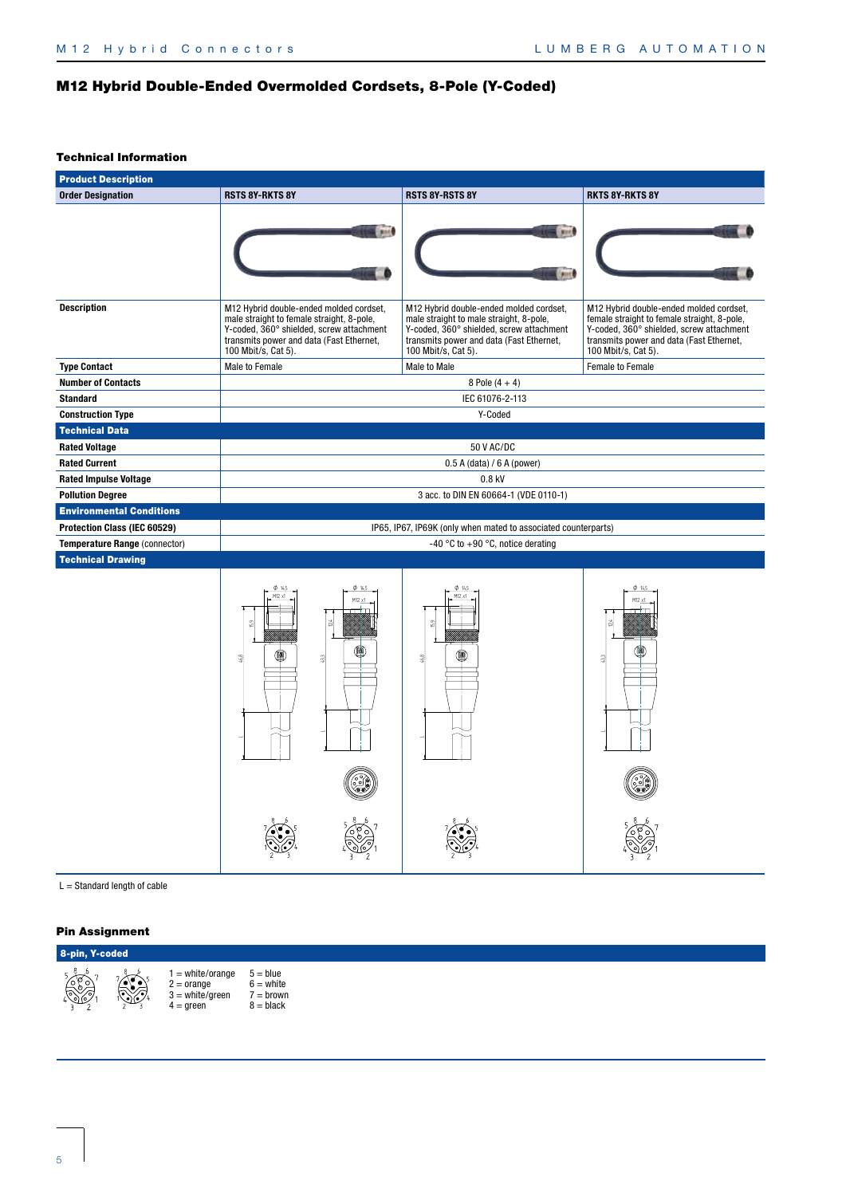# M12 Hybrid Double-Ended Overmolded Cordsets, 8-Pole (Y-Coded)

## Technical Information

| Product Description | | | |
|---|---|---|---|
| **Order Designation** | **RSTS 8Y-RKTS 8Y** | **RSTS 8Y-RSTS 8Y** | **RKTS 8Y-RKTS 8Y** |
| **Description** | M12 Hybrid double-ended molded cordset, male straight to female straight, 8-pole, Y-coded, 360° shielded, screw attachment transmits power and data (Fast Ethernet, 100 Mbit/s, Cat 5). | M12 Hybrid double-ended molded cordset, male straight to male straight, 8-pole, Y-coded, 360° shielded, screw attachment transmits power and data (Fast Ethernet, 100 Mbit/s, Cat 5). | M12 Hybrid double-ended molded cordset, female straight to female straight, 8-pole, Y-coded, 360° shielded, screw attachment transmits power and data (Fast Ethernet, 100 Mbit/s, Cat 5). |
| **Type Contact** | Male to Female | Male to Male | Female to Female |
| **Number of Contacts** | 8 Pole (4 + 4) | | |
| **Standard** | IEC 61076-2-113 | | |
| **Construction Type** | Y-Coded | | |
| **Technical Data** | | | |
| **Rated Voltage** | 50 V AC/DC | | |
| **Rated Current** | 0.5 A (data) / 6 A (power) | | |
| **Rated Impulse Voltage** | 0.8 kV | | |
| **Pollution Degree** | 3 acc. to DIN EN 60664-1 (VDE 0110-1) | | |
| **Environmental Conditions** | | | |
| **Protection Class (IEC 60529)** | IP65, IP67, IP69K (only when mated to associated counterparts) | | |
| **Temperature Range** (connector) | -40 °C to +90 °C, notice derating | | |
| **Technical Drawing** | | | |

L = Standard length of cable

## Pin Assignment

**8-pin, Y-coded**

| | |
|---|---|
| 1 = white/orange | 5 = blue |
| 2 = orange | 6 = white |
| 3 = white/green | 7 = brown |
| 4 = green | 8 = black |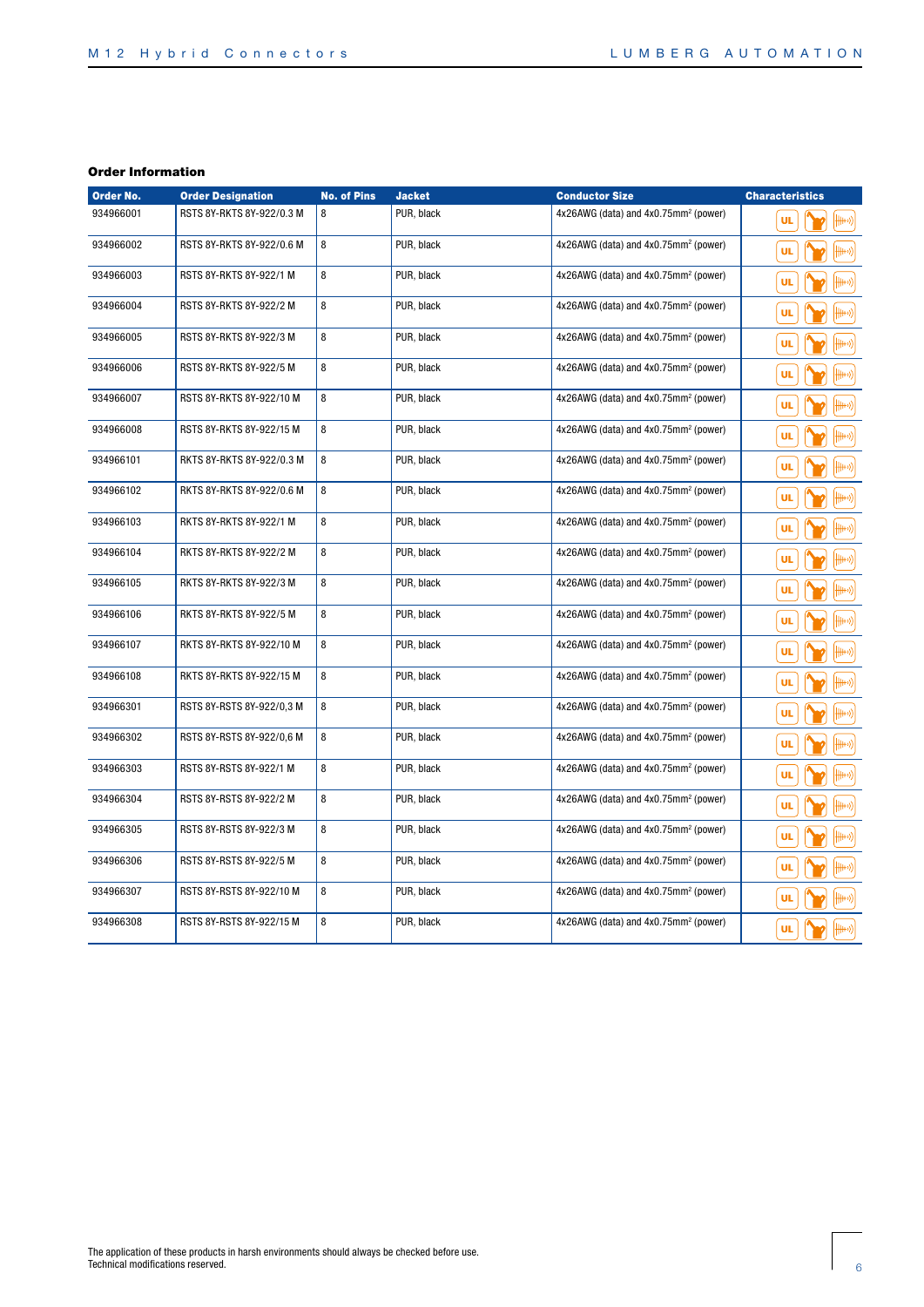### Order Information

| Order No. | Order Designation | No. of Pins | Jacket | Conductor Size | Characteristics |
|---|---|---|---|---|---|
| 934966001 | RSTS 8Y-RKTS 8Y-922/0.3 M | 8 | PUR, black | 4x26AWG (data) and 4x0.75mm² (power) | |
| 934966002 | RSTS 8Y-RKTS 8Y-922/0.6 M | 8 | PUR, black | 4x26AWG (data) and 4x0.75mm² (power) | |
| 934966003 | RSTS 8Y-RKTS 8Y-922/1 M | 8 | PUR, black | 4x26AWG (data) and 4x0.75mm² (power) | |
| 934966004 | RSTS 8Y-RKTS 8Y-922/2 M | 8 | PUR, black | 4x26AWG (data) and 4x0.75mm² (power) | |
| 934966005 | RSTS 8Y-RKTS 8Y-922/3 M | 8 | PUR, black | 4x26AWG (data) and 4x0.75mm² (power) | |
| 934966006 | RSTS 8Y-RKTS 8Y-922/5 M | 8 | PUR, black | 4x26AWG (data) and 4x0.75mm² (power) | |
| 934966007 | RSTS 8Y-RKTS 8Y-922/10 M | 8 | PUR, black | 4x26AWG (data) and 4x0.75mm² (power) | |
| 934966008 | RSTS 8Y-RKTS 8Y-922/15 M | 8 | PUR, black | 4x26AWG (data) and 4x0.75mm² (power) | |
| 934966101 | RKTS 8Y-RKTS 8Y-922/0.3 M | 8 | PUR, black | 4x26AWG (data) and 4x0.75mm² (power) | |
| 934966102 | RKTS 8Y-RKTS 8Y-922/0.6 M | 8 | PUR, black | 4x26AWG (data) and 4x0.75mm² (power) | |
| 934966103 | RKTS 8Y-RKTS 8Y-922/1 M | 8 | PUR, black | 4x26AWG (data) and 4x0.75mm² (power) | |
| 934966104 | RKTS 8Y-RKTS 8Y-922/2 M | 8 | PUR, black | 4x26AWG (data) and 4x0.75mm² (power) | |
| 934966105 | RKTS 8Y-RKTS 8Y-922/3 M | 8 | PUR, black | 4x26AWG (data) and 4x0.75mm² (power) | |
| 934966106 | RKTS 8Y-RKTS 8Y-922/5 M | 8 | PUR, black | 4x26AWG (data) and 4x0.75mm² (power) | |
| 934966107 | RKTS 8Y-RKTS 8Y-922/10 M | 8 | PUR, black | 4x26AWG (data) and 4x0.75mm² (power) | |
| 934966108 | RKTS 8Y-RKTS 8Y-922/15 M | 8 | PUR, black | 4x26AWG (data) and 4x0.75mm² (power) | |
| 934966301 | RSTS 8Y-RSTS 8Y-922/0,3 M | 8 | PUR, black | 4x26AWG (data) and 4x0.75mm² (power) | |
| 934966302 | RSTS 8Y-RSTS 8Y-922/0,6 M | 8 | PUR, black | 4x26AWG (data) and 4x0.75mm² (power) | |
| 934966303 | RSTS 8Y-RSTS 8Y-922/1 M | 8 | PUR, black | 4x26AWG (data) and 4x0.75mm² (power) | |
| 934966304 | RSTS 8Y-RSTS 8Y-922/2 M | 8 | PUR, black | 4x26AWG (data) and 4x0.75mm² (power) | |
| 934966305 | RSTS 8Y-RSTS 8Y-922/3 M | 8 | PUR, black | 4x26AWG (data) and 4x0.75mm² (power) | |
| 934966306 | RSTS 8Y-RSTS 8Y-922/5 M | 8 | PUR, black | 4x26AWG (data) and 4x0.75mm² (power) | |
| 934966307 | RSTS 8Y-RSTS 8Y-922/10 M | 8 | PUR, black | 4x26AWG (data) and 4x0.75mm² (power) | |
| 934966308 | RSTS 8Y-RSTS 8Y-922/15 M | 8 | PUR, black | 4x26AWG (data) and 4x0.75mm² (power) | |

The application of these products in harsh environments should always be checked before use.
Technical modifications reserved.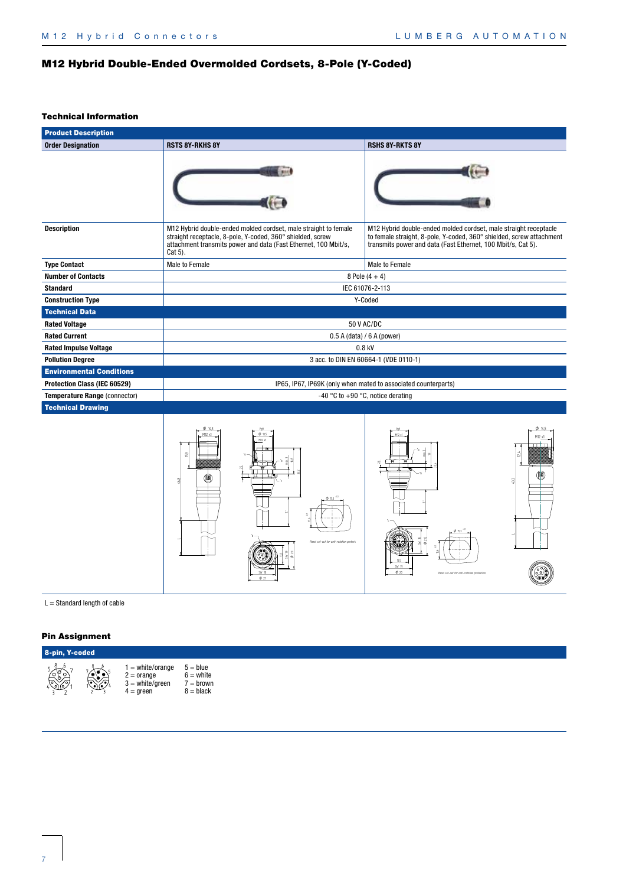# M12 Hybrid Double-Ended Overmolded Cordsets, 8-Pole (Y-Coded)

## Technical Information

| **Product Description** | | |
|---|---|---|
| **Order Designation** | **RSTS 8Y-RKHS 8Y** | **RSHS 8Y-RKTS 8Y** |
| | | |
| **Description** | M12 Hybrid double-ended molded cordset, male straight to female straight receptacle, 8-pole, Y-coded, 360° shielded, screw attachment transmits power and data (Fast Ethernet, 100 Mbit/s, Cat 5). | M12 Hybrid double-ended molded cordset, male straight receptacle to female straight, 8-pole, Y-coded, 360° shielded, screw attachment transmits power and data (Fast Ethernet, 100 Mbit/s, Cat 5). |
| **Type Contact** | Male to Female | Male to Female |
| **Number of Contacts** | 8 Pole (4 + 4) | |
| **Standard** | IEC 61076-2-113 | |
| **Construction Type** | Y-Coded | |
| **Technical Data** | | |
| **Rated Voltage** | 50 V AC/DC | |
| **Rated Current** | 0.5 A (data) / 6 A (power) | |
| **Rated Impulse Voltage** | 0.8 kV | |
| **Pollution Degree** | 3 acc. to DIN EN 60664-1 (VDE 0110-1) | |
| **Environmental Conditions** | | |
| **Protection Class (IEC 60529)** | IP65, IP67, IP69K (only when mated to associated counterparts) | |
| **Temperature Range** (connector) | -40 °C to +90 °C, notice derating | |
| **Technical Drawing** | | |

L = Standard length of cable

## Pin Assignment

**8-pin, Y-coded**

| | |
|---|---|
| 1 = white/orange | 5 = blue |
| 2 = orange | 6 = white |
| 3 = white/green | 7 = brown |
| 4 = green | 8 = black |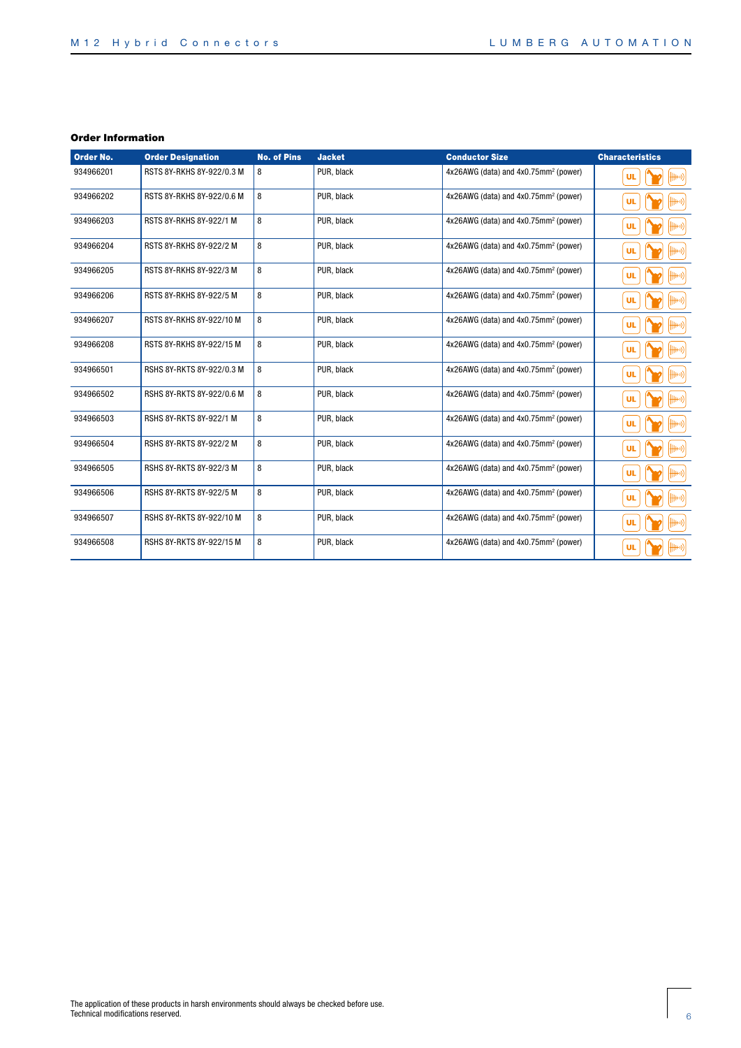## Order Information

| Order No. | Order Designation | No. of Pins | Jacket | Conductor Size | Characteristics |
|---|---|---|---|---|---|
| 934966201 | RSTS 8Y-RKHS 8Y-922/0.3 M | 8 | PUR, black | 4x26AWG (data) and 4x0.75mm² (power) | |
| 934966202 | RSTS 8Y-RKHS 8Y-922/0.6 M | 8 | PUR, black | 4x26AWG (data) and 4x0.75mm² (power) | |
| 934966203 | RSTS 8Y-RKHS 8Y-922/1 M | 8 | PUR, black | 4x26AWG (data) and 4x0.75mm² (power) | |
| 934966204 | RSTS 8Y-RKHS 8Y-922/2 M | 8 | PUR, black | 4x26AWG (data) and 4x0.75mm² (power) | |
| 934966205 | RSTS 8Y-RKHS 8Y-922/3 M | 8 | PUR, black | 4x26AWG (data) and 4x0.75mm² (power) | |
| 934966206 | RSTS 8Y-RKHS 8Y-922/5 M | 8 | PUR, black | 4x26AWG (data) and 4x0.75mm² (power) | |
| 934966207 | RSTS 8Y-RKHS 8Y-922/10 M | 8 | PUR, black | 4x26AWG (data) and 4x0.75mm² (power) | |
| 934966208 | RSTS 8Y-RKHS 8Y-922/15 M | 8 | PUR, black | 4x26AWG (data) and 4x0.75mm² (power) | |
| 934966501 | RSHS 8Y-RKTS 8Y-922/0.3 M | 8 | PUR, black | 4x26AWG (data) and 4x0.75mm² (power) | |
| 934966502 | RSHS 8Y-RKTS 8Y-922/0.6 M | 8 | PUR, black | 4x26AWG (data) and 4x0.75mm² (power) | |
| 934966503 | RSHS 8Y-RKTS 8Y-922/1 M | 8 | PUR, black | 4x26AWG (data) and 4x0.75mm² (power) | |
| 934966504 | RSHS 8Y-RKTS 8Y-922/2 M | 8 | PUR, black | 4x26AWG (data) and 4x0.75mm² (power) | |
| 934966505 | RSHS 8Y-RKTS 8Y-922/3 M | 8 | PUR, black | 4x26AWG (data) and 4x0.75mm² (power) | |
| 934966506 | RSHS 8Y-RKTS 8Y-922/5 M | 8 | PUR, black | 4x26AWG (data) and 4x0.75mm² (power) | |
| 934966507 | RSHS 8Y-RKTS 8Y-922/10 M | 8 | PUR, black | 4x26AWG (data) and 4x0.75mm² (power) | |
| 934966508 | RSHS 8Y-RKTS 8Y-922/15 M | 8 | PUR, black | 4x26AWG (data) and 4x0.75mm² (power) | |

The application of these products in harsh environments should always be checked before use.
Technical modifications reserved.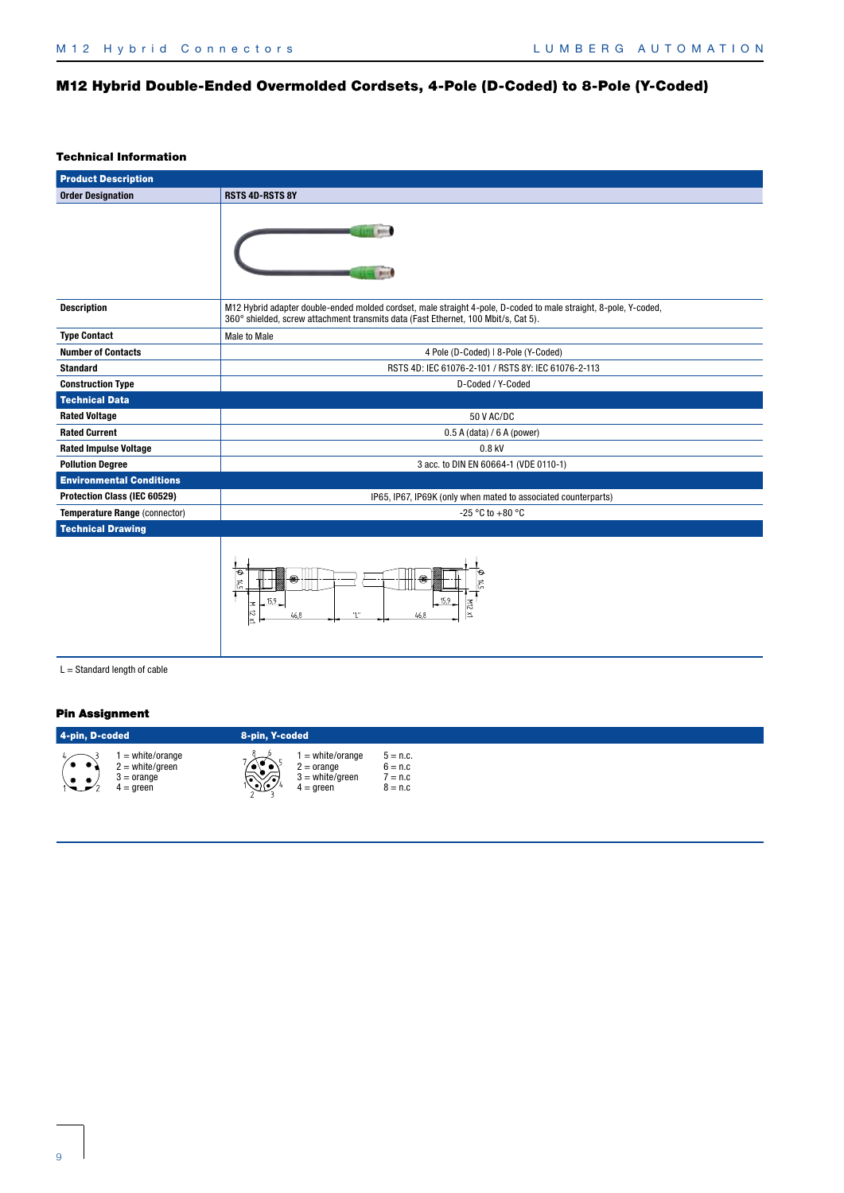## M12 Hybrid Double-Ended Overmolded Cordsets, 4-Pole (D-Coded) to 8-Pole (Y-Coded)

### Technical Information

| **Product Description** | |
|---|---|
| **Order Designation** | **RSTS 4D-RSTS 8Y** |
| **Description** | M12 Hybrid adapter double-ended molded cordset, male straight 4-pole, D-coded to male straight, 8-pole, Y-coded, 360° shielded, screw attachment transmits data (Fast Ethernet, 100 Mbit/s, Cat 5). |
| **Type Contact** | Male to Male |
| **Number of Contacts** | 4 Pole (D-Coded) I 8-Pole (Y-Coded) |
| **Standard** | RSTS 4D: IEC 61076-2-101 / RSTS 8Y: IEC 61076-2-113 |
| **Construction Type** | D-Coded / Y-Coded |
| **Technical Data** | |
| **Rated Voltage** | 50 V AC/DC |
| **Rated Current** | 0.5 A (data) / 6 A (power) |
| **Rated Impulse Voltage** | 0.8 kV |
| **Pollution Degree** | 3 acc. to DIN EN 60664-1 (VDE 0110-1) |
| **Environmental Conditions** | |
| **Protection Class (IEC 60529)** | IP65, IP67, IP69K (only when mated to associated counterparts) |
| **Temperature Range** (connector) | -25 °C to +80 °C |
| **Technical Drawing** | |

L = Standard length of cable

### Pin Assignment

| 4-pin, D-coded | 8-pin, Y-coded | |
|---|---|---|
| 1 = white/orange | 1 = white/orange | 5 = n.c. |
| 2 = white/green | 2 = orange | 6 = n.c |
| 3 = orange | 3 = white/green | 7 = n.c |
| 4 = green | 4 = green | 8 = n.c |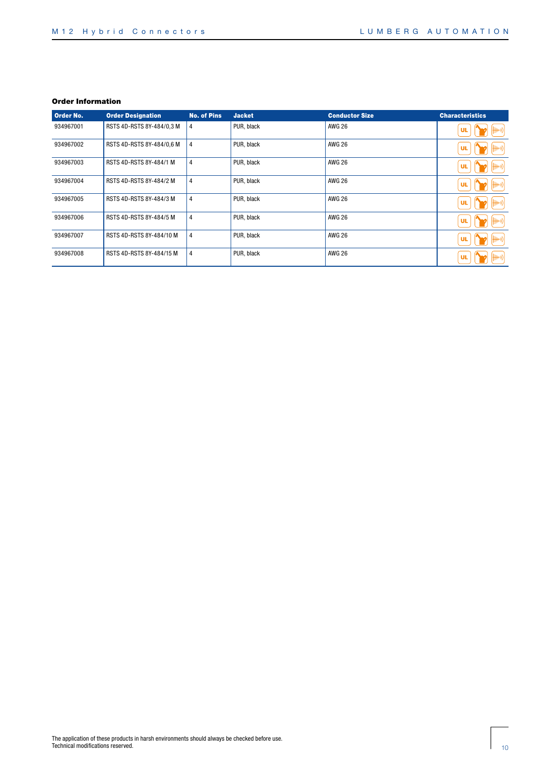**Order Information**

| Order No. | Order Designation | No. of Pins | Jacket | Conductor Size | Characteristics |
|---|---|---|---|---|---|
| 934967001 | RSTS 4D-RSTS 8Y-484/0,3 M | 4 | PUR, black | AWG 26 | |
| 934967002 | RSTS 4D-RSTS 8Y-484/0,6 M | 4 | PUR, black | AWG 26 | |
| 934967003 | RSTS 4D-RSTS 8Y-484/1 M | 4 | PUR, black | AWG 26 | |
| 934967004 | RSTS 4D-RSTS 8Y-484/2 M | 4 | PUR, black | AWG 26 | |
| 934967005 | RSTS 4D-RSTS 8Y-484/3 M | 4 | PUR, black | AWG 26 | |
| 934967006 | RSTS 4D-RSTS 8Y-484/5 M | 4 | PUR, black | AWG 26 | |
| 934967007 | RSTS 4D-RSTS 8Y-484/10 M | 4 | PUR, black | AWG 26 | |
| 934967008 | RSTS 4D-RSTS 8Y-484/15 M | 4 | PUR, black | AWG 26 | |

The application of these products in harsh environments should always be checked before use.
Technical modifications reserved.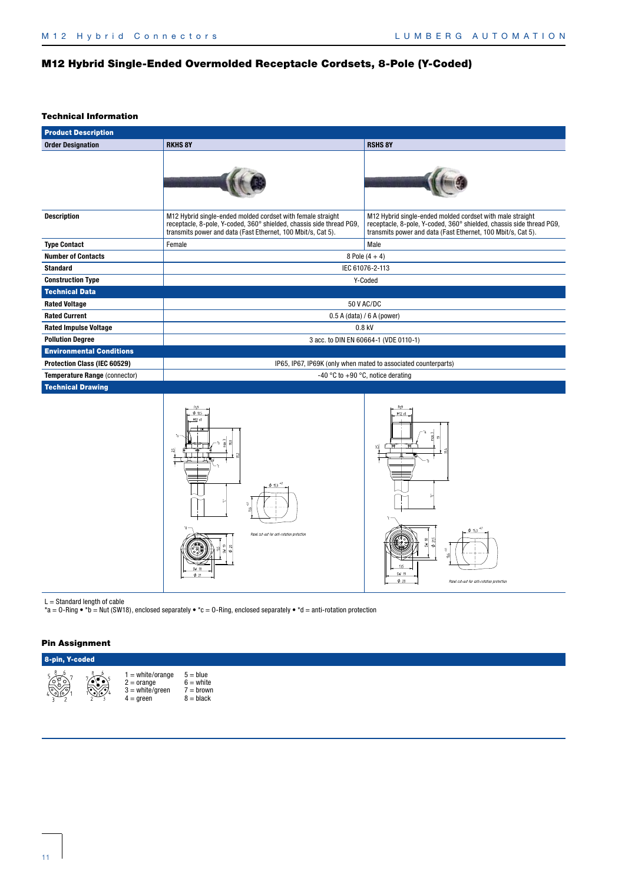# M12 Hybrid Single-Ended Overmolded Receptacle Cordsets, 8-Pole (Y-Coded)

## Technical Information

| Product Description | | |
|---|---|---|
| **Order Designation** | **RKHS 8Y** | **RSHS 8Y** |
| **Description** | M12 Hybrid single-ended molded cordset with female straight receptacle, 8-pole, Y-coded, 360° shielded, chassis side thread PG9, transmits power and data (Fast Ethernet, 100 Mbit/s, Cat 5). | M12 Hybrid single-ended molded cordset with male straight receptacle, 8-pole, Y-coded, 360° shielded, chassis side thread PG9, transmits power and data (Fast Ethernet, 100 Mbit/s, Cat 5). |
| **Type Contact** | Female | Male |
| **Number of Contacts** | 8 Pole (4 + 4) | |
| **Standard** | IEC 61076-2-113 | |
| **Construction Type** | Y-Coded | |
| **Technical Data** | | |
| **Rated Voltage** | 50 V AC/DC | |
| **Rated Current** | 0.5 A (data) / 6 A (power) | |
| **Rated Impulse Voltage** | 0.8 kV | |
| **Pollution Degree** | 3 acc. to DIN EN 60664-1 (VDE 0110-1) | |
| **Environmental Conditions** | | |
| **Protection Class (IEC 60529)** | IP65, IP67, IP69K (only when mated to associated counterparts) | |
| **Temperature Range** (connector) | -40 °C to +90 °C, notice derating | |
| **Technical Drawing** | | |

L = Standard length of cable
*a = O-Ring • *b = Nut (SW18), enclosed separately • *c = O-Ring, enclosed separately • *d = anti-rotation protection

## Pin Assignment

**8-pin, Y-coded**

| | |
|---|---|
| 1 = white/orange | 5 = blue |
| 2 = orange | 6 = white |
| 3 = white/green | 7 = brown |
| 4 = green | 8 = black |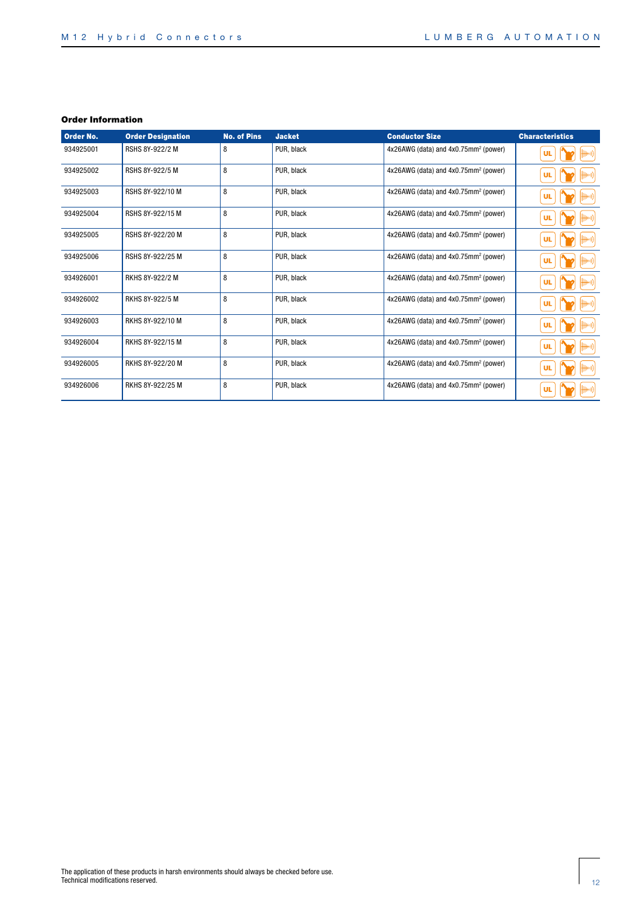### Order Information

| Order No. | Order Designation | No. of Pins | Jacket | Conductor Size | Characteristics |
|---|---|---|---|---|---|
| 934925001 | RSHS 8Y-922/2 M | 8 | PUR, black | 4x26AWG (data) and 4x0.75mm² (power) | |
| 934925002 | RSHS 8Y-922/5 M | 8 | PUR, black | 4x26AWG (data) and 4x0.75mm² (power) | |
| 934925003 | RSHS 8Y-922/10 M | 8 | PUR, black | 4x26AWG (data) and 4x0.75mm² (power) | |
| 934925004 | RSHS 8Y-922/15 M | 8 | PUR, black | 4x26AWG (data) and 4x0.75mm² (power) | |
| 934925005 | RSHS 8Y-922/20 M | 8 | PUR, black | 4x26AWG (data) and 4x0.75mm² (power) | |
| 934925006 | RSHS 8Y-922/25 M | 8 | PUR, black | 4x26AWG (data) and 4x0.75mm² (power) | |
| 934926001 | RKHS 8Y-922/2 M | 8 | PUR, black | 4x26AWG (data) and 4x0.75mm² (power) | |
| 934926002 | RKHS 8Y-922/5 M | 8 | PUR, black | 4x26AWG (data) and 4x0.75mm² (power) | |
| 934926003 | RKHS 8Y-922/10 M | 8 | PUR, black | 4x26AWG (data) and 4x0.75mm² (power) | |
| 934926004 | RKHS 8Y-922/15 M | 8 | PUR, black | 4x26AWG (data) and 4x0.75mm² (power) | |
| 934926005 | RKHS 8Y-922/20 M | 8 | PUR, black | 4x26AWG (data) and 4x0.75mm² (power) | |
| 934926006 | RKHS 8Y-922/25 M | 8 | PUR, black | 4x26AWG (data) and 4x0.75mm² (power) | |

The application of these products in harsh environments should always be checked before use.
Technical modifications reserved.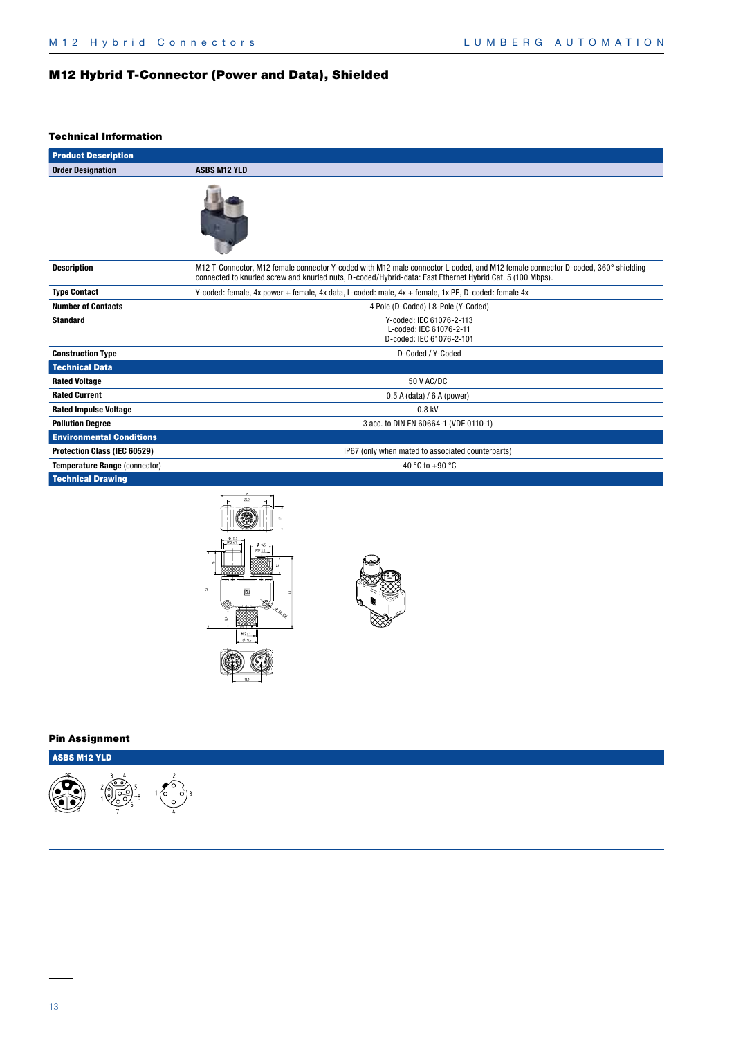## M12 Hybrid T-Connector (Power and Data), Shielded

### Technical Information

| Product Description | |
|---|---|
| **Order Designation** | **ASBS M12 YLD** |
| | |
| **Description** | M12 T-Connector, M12 female connector Y-coded with M12 male connector L-coded, and M12 female connector D-coded, 360° shielding connected to knurled screw and knurled nuts, D-coded/Hybrid-data: Fast Ethernet Hybrid Cat. 5 (100 Mbps). |
| **Type Contact** | Y-coded: female, 4x power + female, 4x data, L-coded: male, 4x + female, 1x PE, D-coded: female 4x |
| **Number of Contacts** | 4 Pole (D-Coded) \| 8-Pole (Y-Coded) |
| **Standard** | Y-coded: IEC 61076-2-113<br>L-coded: IEC 61076-2-11<br>D-coded: IEC 61076-2-101 |
| **Construction Type** | D-Coded / Y-Coded |
| **Technical Data** | |
| **Rated Voltage** | 50 V AC/DC |
| **Rated Current** | 0.5 A (data) / 6 A (power) |
| **Rated Impulse Voltage** | 0.8 kV |
| **Pollution Degree** | 3 acc. to DIN EN 60664-1 (VDE 0110-1) |
| **Environmental Conditions** | |
| **Protection Class (IEC 60529)** | IP67 (only when mated to associated counterparts) |
| **Temperature Range** (connector) | -40 °C to +90 °C |
| **Technical Drawing** | |

### Pin Assignment

**ASBS M12 YLD**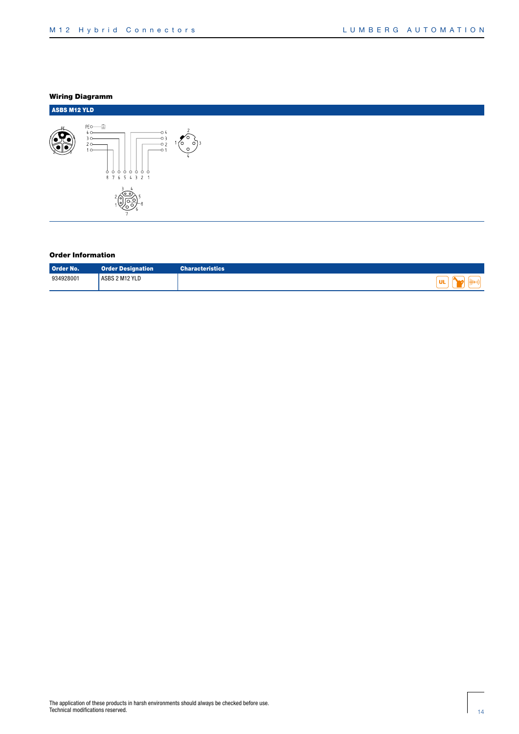## Wiring Diagramm

**ASBS M12 YLD**

PE
4
3
2
1

4
3
2
1

8 7 6 5 4 3 2 1

## Order Information

| Order No. | Order Designation | Characteristics |
|---|---|---|
| 934928001 | ASBS 2 M12 YLD | UL |

The application of these products in harsh environments should always be checked before use.
Technical modifications reserved.